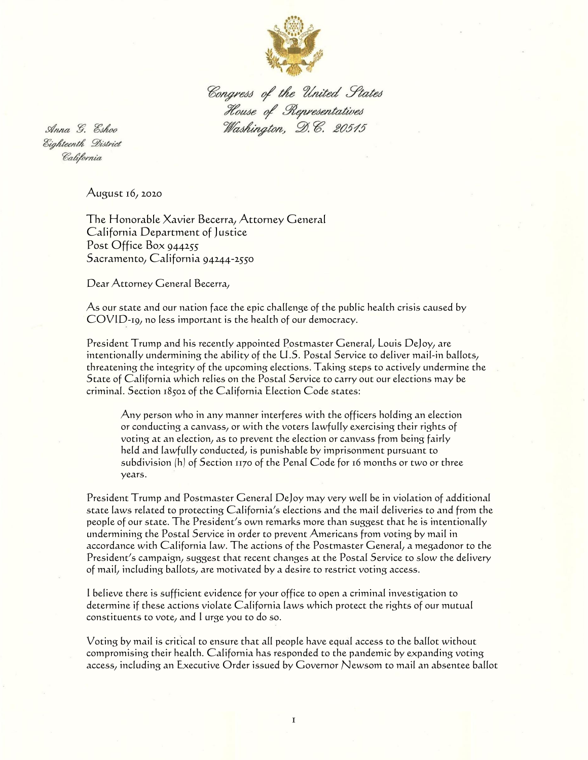Congress of the United States
House of Representatives
Washington, D.C. 20515

Anna G. Eshoo
Eighteenth District
California

August 16, 2020

The Honorable Xavier Becerra, Attorney General
California Department of Justice
Post Office Box 944255
Sacramento, California 94244-2550

Dear Attorney General Becerra,

As our state and our nation face the epic challenge of the public health crisis caused by COVID-19, no less important is the health of our democracy.

President Trump and his recently appointed Postmaster General, Louis DeJoy, are intentionally undermining the ability of the U.S. Postal Service to deliver mail-in ballots, threatening the integrity of the upcoming elections. Taking steps to actively undermine the State of California which relies on the Postal Service to carry out our elections may be criminal. Section 18502 of the California Election Code states:

> Any person who in any manner interferes with the officers holding an election or conducting a canvass, or with the voters lawfully exercising their rights of voting at an election, as to prevent the election or canvass from being fairly held and lawfully conducted, is punishable by imprisonment pursuant to subdivision (h) of Section 1170 of the Penal Code for 16 months or two or three years.

President Trump and Postmaster General DeJoy may very well be in violation of additional state laws related to protecting California's elections and the mail deliveries to and from the people of our state. The President's own remarks more than suggest that he is intentionally undermining the Postal Service in order to prevent Americans from voting by mail in accordance with California law. The actions of the Postmaster General, a megadonor to the President's campaign, suggest that recent changes at the Postal Service to slow the delivery of mail, including ballots, are motivated by a desire to restrict voting access.

I believe there is sufficient evidence for your office to open a criminal investigation to determine if these actions violate California laws which protect the rights of our mutual constituents to vote, and I urge you to do so.

Voting by mail is critical to ensure that all people have equal access to the ballot without compromising their health. California has responded to the pandemic by expanding voting access, including an Executive Order issued by Governor Newsom to mail an absentee ballot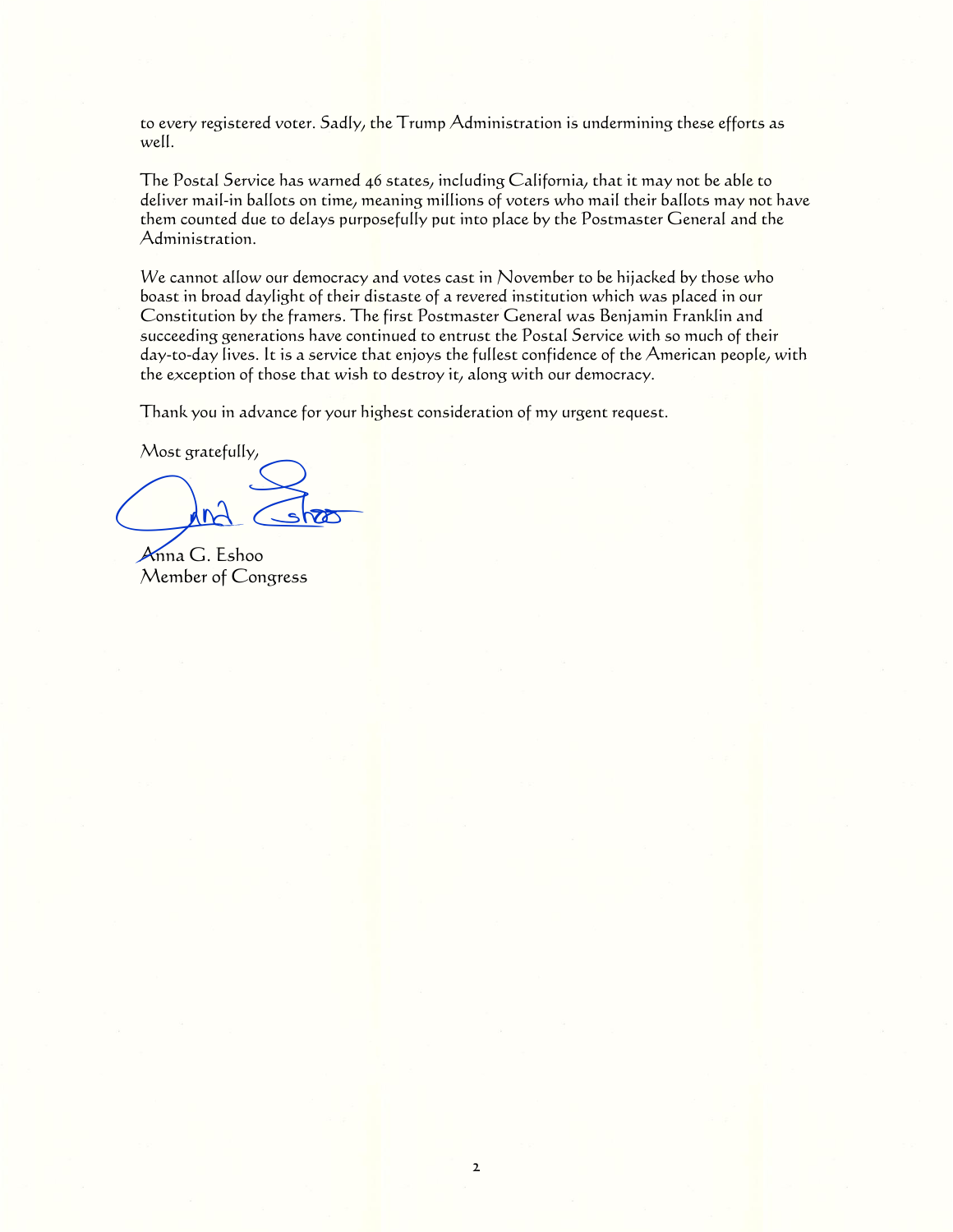to every registered voter. Sadly, the Trump Administration is undermining these efforts as well.

The Postal Service has warned 46 states, including California, that it may not be able to deliver mail-in ballots on time, meaning millions of voters who mail their ballots may not have them counted due to delays purposefully put into place by the Postmaster General and the Administration.

We cannot allow our democracy and votes cast in November to be hijacked by those who boast in broad daylight of their distaste of a revered institution which was placed in our Constitution by the framers. The first Postmaster General was Benjamin Franklin and succeeding generations have continued to entrust the Postal Service with so much of their day-to-day lives. It is a service that enjoys the fullest confidence of the American people, with the exception of those that wish to destroy it, along with our democracy.

Thank you in advance for your highest consideration of my urgent request.

Most gratefully,

Anna G. Eshoo
Member of Congress